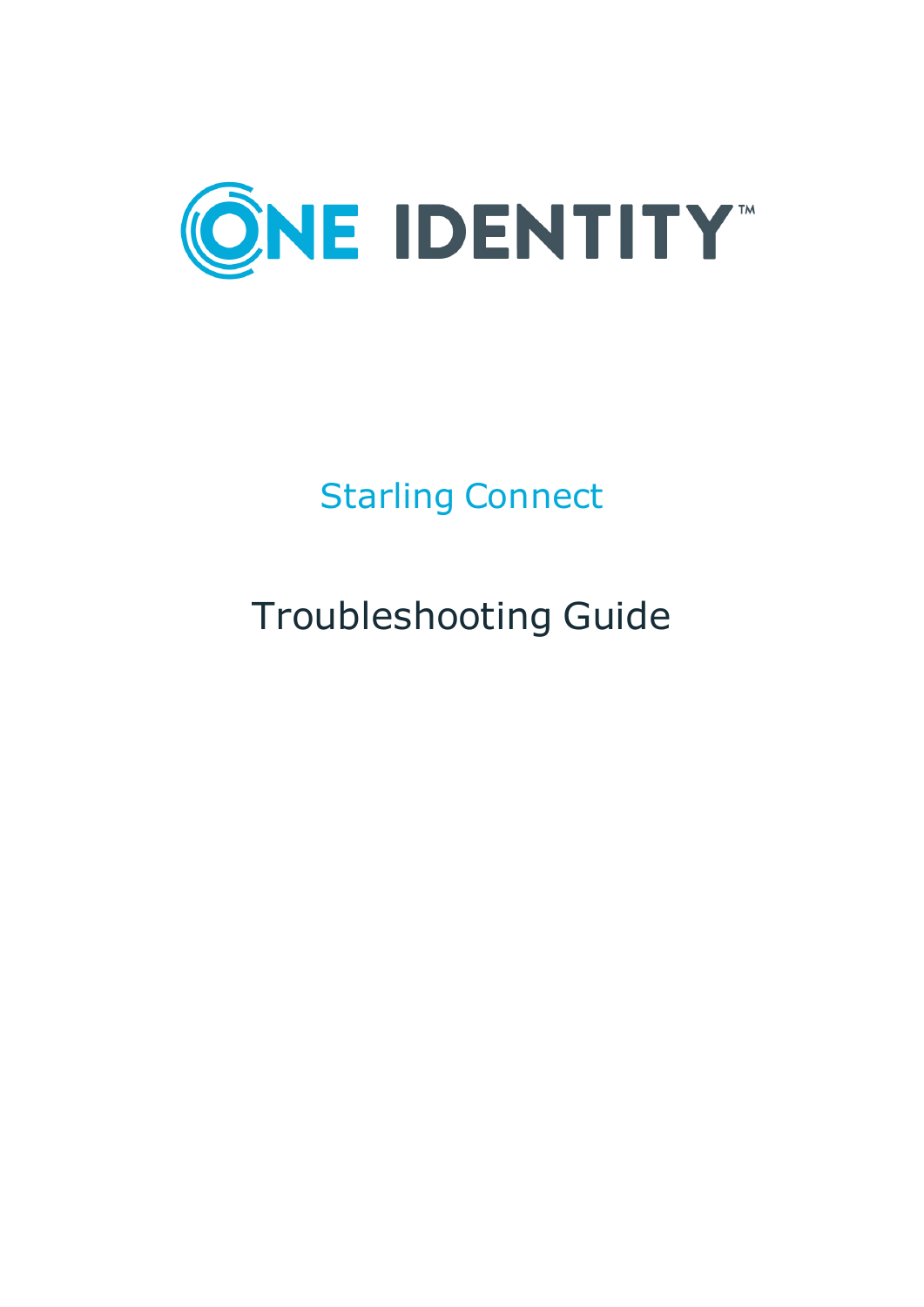# ONE IDENTITY™

## Starling Connect

# Troubleshooting Guide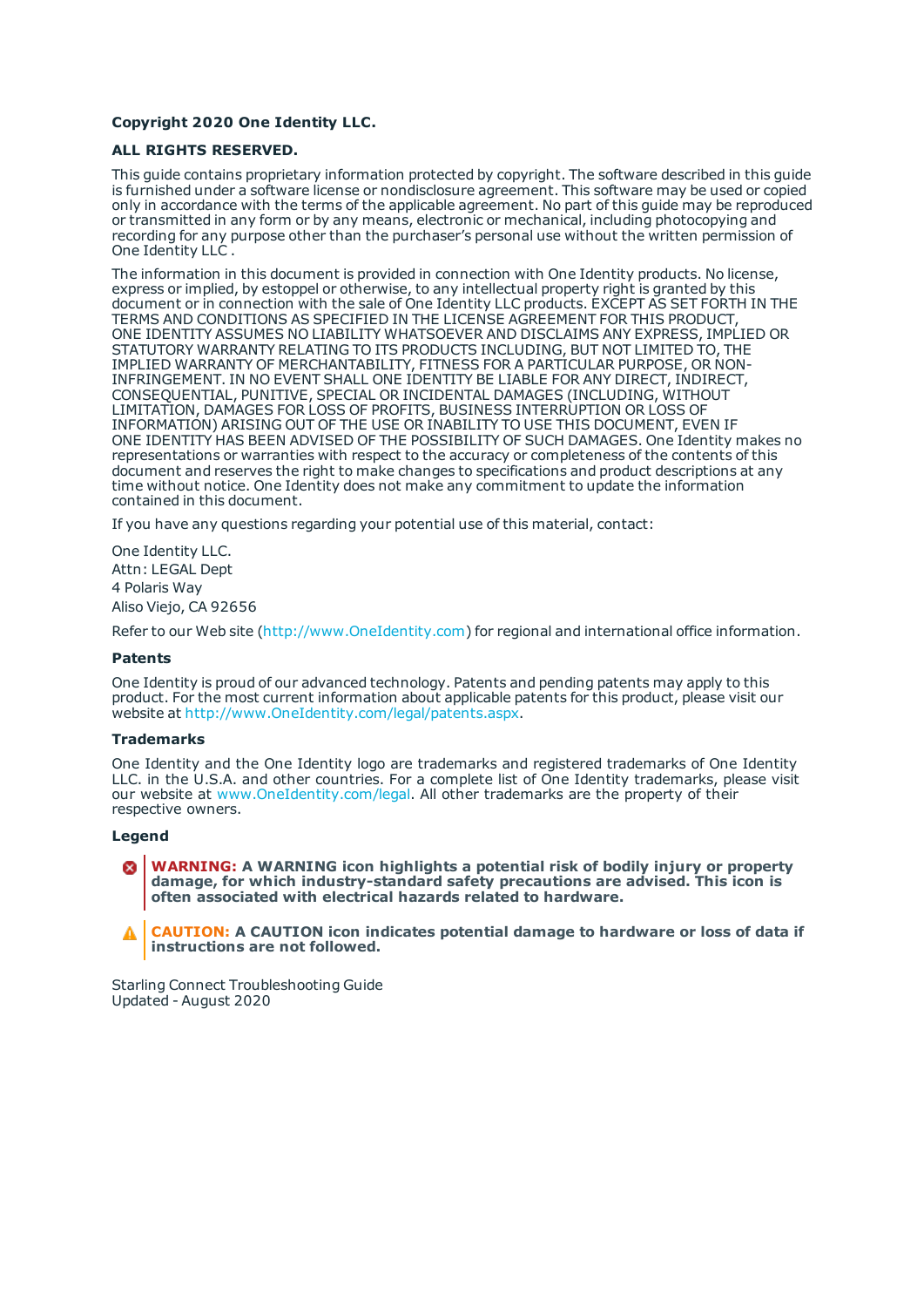**Copyright 2020 One Identity LLC.**

**ALL RIGHTS RESERVED.**

This guide contains proprietary information protected by copyright. The software described in this guide is furnished under a software license or nondisclosure agreement. This software may be used or copied only in accordance with the terms of the applicable agreement. No part of this guide may be reproduced or transmitted in any form or by any means, electronic or mechanical, including photocopying and recording for any purpose other than the purchaser's personal use without the written permission of One Identity LLC .

The information in this document is provided in connection with One Identity products. No license, express or implied, by estoppel or otherwise, to any intellectual property right is granted by this document or in connection with the sale of One Identity LLC products. EXCEPT AS SET FORTH IN THE TERMS AND CONDITIONS AS SPECIFIED IN THE LICENSE AGREEMENT FOR THIS PRODUCT, ONE IDENTITY ASSUMES NO LIABILITY WHATSOEVER AND DISCLAIMS ANY EXPRESS, IMPLIED OR STATUTORY WARRANTY RELATING TO ITS PRODUCTS INCLUDING, BUT NOT LIMITED TO, THE IMPLIED WARRANTY OF MERCHANTABILITY, FITNESS FOR A PARTICULAR PURPOSE, OR NON-INFRINGEMENT. IN NO EVENT SHALL ONE IDENTITY BE LIABLE FOR ANY DIRECT, INDIRECT, CONSEQUENTIAL, PUNITIVE, SPECIAL OR INCIDENTAL DAMAGES (INCLUDING, WITHOUT LIMITATION, DAMAGES FOR LOSS OF PROFITS, BUSINESS INTERRUPTION OR LOSS OF INFORMATION) ARISING OUT OF THE USE OR INABILITY TO USE THIS DOCUMENT, EVEN IF ONE IDENTITY HAS BEEN ADVISED OF THE POSSIBILITY OF SUCH DAMAGES. One Identity makes no representations or warranties with respect to the accuracy or completeness of the contents of this document and reserves the right to make changes to specifications and product descriptions at any time without notice. One Identity does not make any commitment to update the information contained in this document.

If you have any questions regarding your potential use of this material, contact:

One Identity LLC.
Attn: LEGAL Dept
4 Polaris Way
Aliso Viejo, CA 92656

Refer to our Web site (http://www.OneIdentity.com) for regional and international office information.

**Patents**

One Identity is proud of our advanced technology. Patents and pending patents may apply to this product. For the most current information about applicable patents for this product, please visit our website at http://www.OneIdentity.com/legal/patents.aspx.

**Trademarks**

One Identity and the One Identity logo are trademarks and registered trademarks of One Identity LLC. in the U.S.A. and other countries. For a complete list of One Identity trademarks, please visit our website at www.OneIdentity.com/legal. All other trademarks are the property of their respective owners.

**Legend**

**WARNING: A WARNING icon highlights a potential risk of bodily injury or property damage, for which industry-standard safety precautions are advised. This icon is often associated with electrical hazards related to hardware.**

**CAUTION: A CAUTION icon indicates potential damage to hardware or loss of data if instructions are not followed.**

Starling Connect Troubleshooting Guide
Updated - August 2020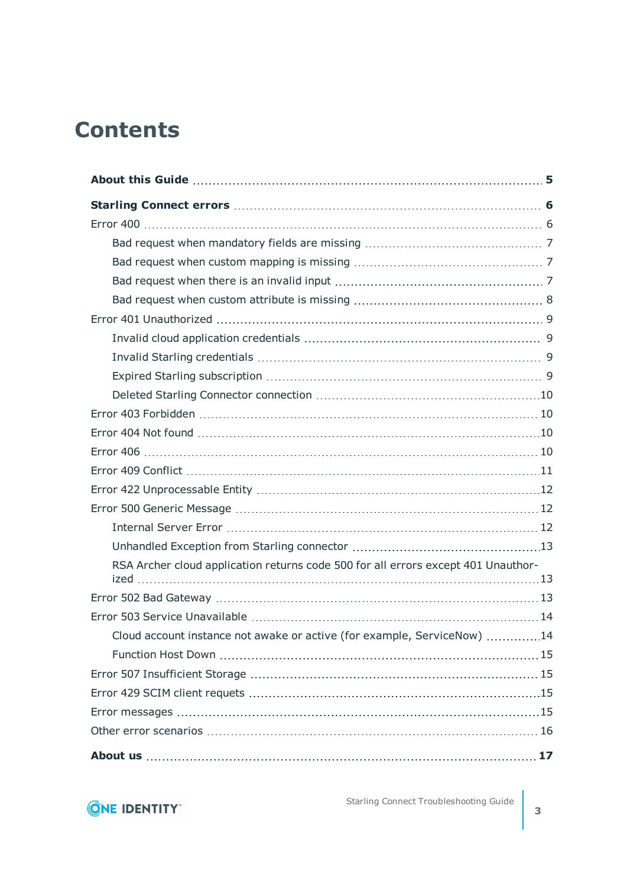# Contents

**About this Guide** ..... **5**

**Starling Connect errors** ..... **6**

Error 400 ..... 6

- Bad request when mandatory fields are missing ..... 7
- Bad request when custom mapping is missing ..... 7
- Bad request when there is an invalid input ..... 7
- Bad request when custom attribute is missing ..... 8

Error 401 Unauthorized ..... 9

- Invalid cloud application credentials ..... 9
- Invalid Starling credentials ..... 9
- Expired Starling subscription ..... 9
- Deleted Starling Connector connection ..... 10

Error 403 Forbidden ..... 10

Error 404 Not found ..... 10

Error 406 ..... 10

Error 409 Conflict ..... 11

Error 422 Unprocessable Entity ..... 12

Error 500 Generic Message ..... 12

- Internal Server Error ..... 12
- Unhandled Exception from Starling connector ..... 13
- RSA Archer cloud application returns code 500 for all errors except 401 Unauthorized ..... 13

Error 502 Bad Gateway ..... 13

Error 503 Service Unavailable ..... 14

- Cloud account instance not awake or active (for example, ServiceNow) ..... 14
- Function Host Down ..... 15

Error 507 Insufficient Storage ..... 15

Error 429 SCIM client requets ..... 15

Error messages ..... 15

Other error scenarios ..... 16

**About us** ..... **17**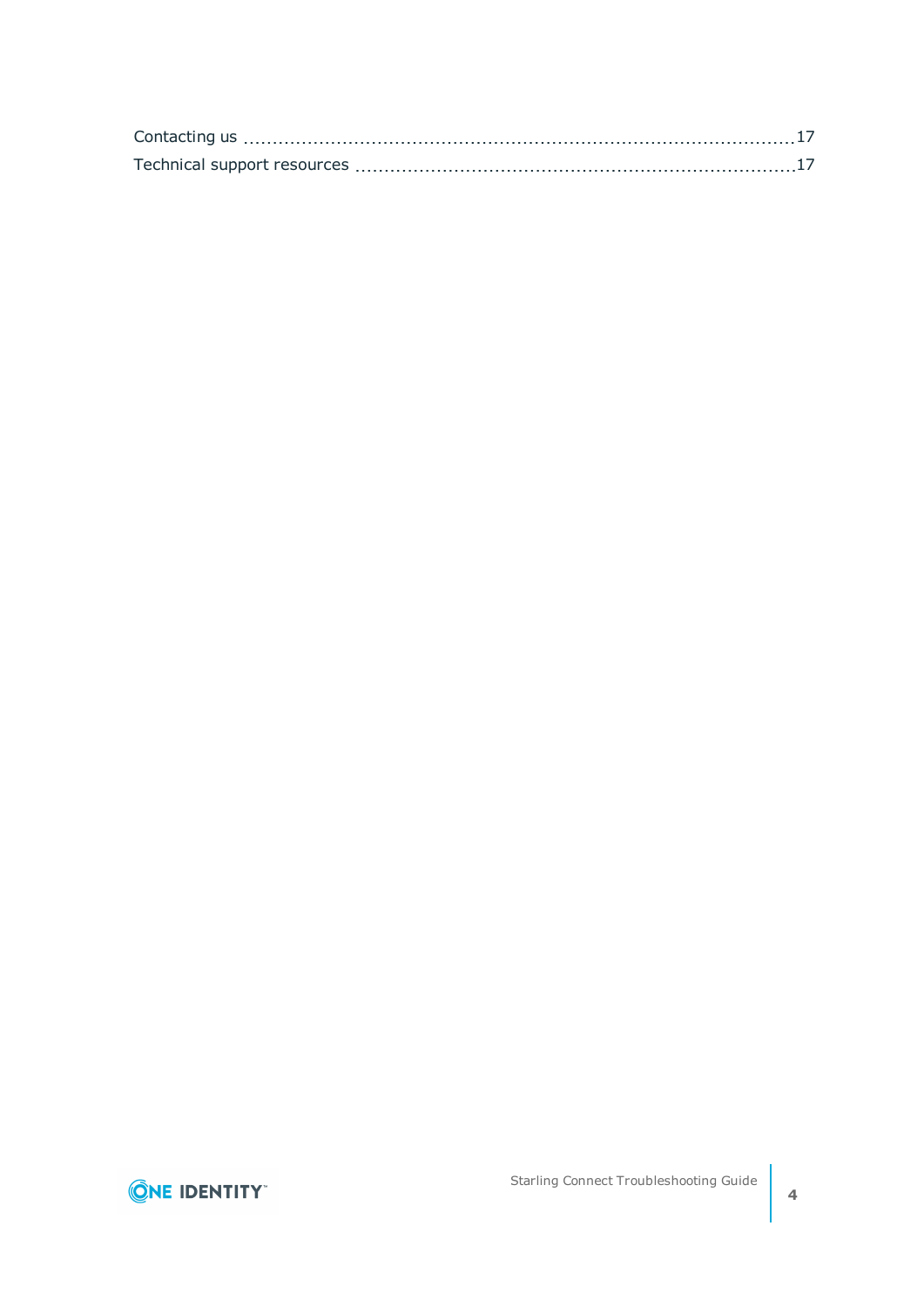Contacting us .......................................................................................... 17

Technical support resources .......................................................................... 17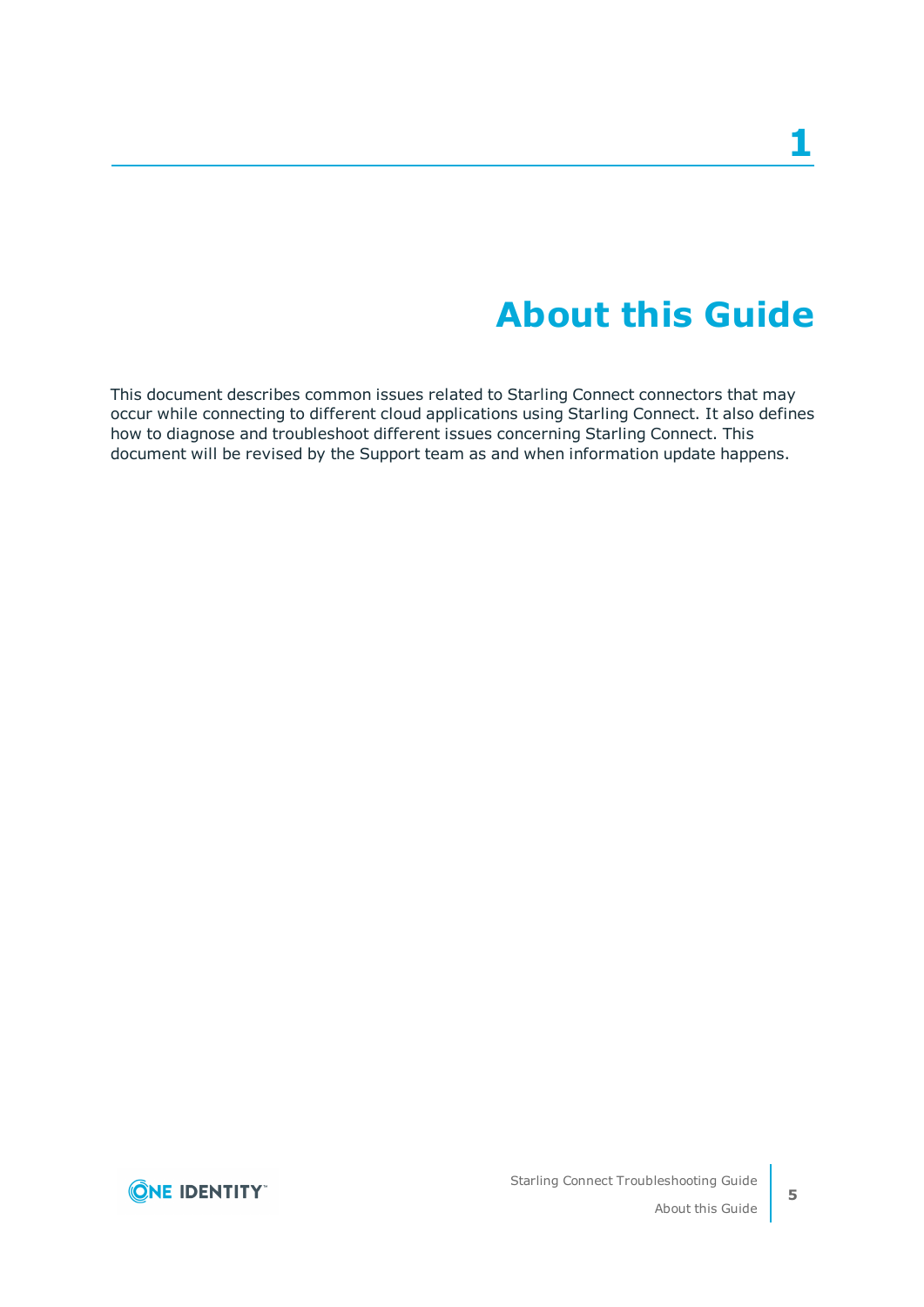# 1

# About this Guide

This document describes common issues related to Starling Connect connectors that may occur while connecting to different cloud applications using Starling Connect. It also defines how to diagnose and troubleshoot different issues concerning Starling Connect. This document will be revised by the Support team as and when information update happens.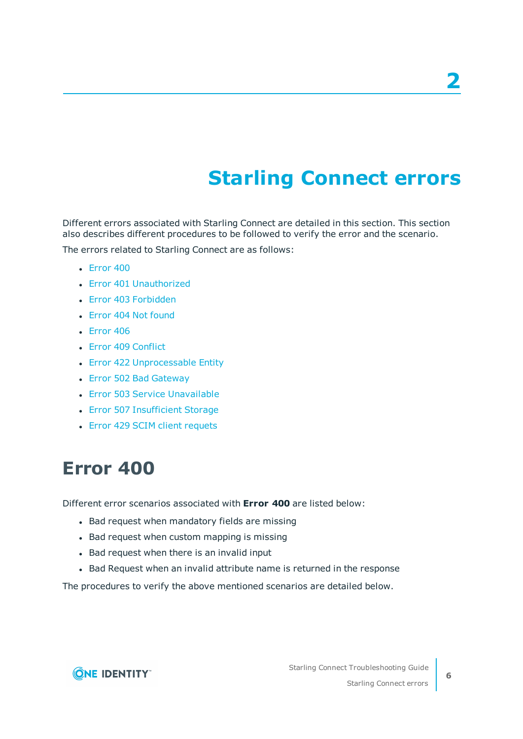# 2 Starling Connect errors

Different errors associated with Starling Connect are detailed in this section. This section also describes different procedures to be followed to verify the error and the scenario.

The errors related to Starling Connect are as follows:

- Error 400
- Error 401 Unauthorized
- Error 403 Forbidden
- Error 404 Not found
- Error 406
- Error 409 Conflict
- Error 422 Unprocessable Entity
- Error 502 Bad Gateway
- Error 503 Service Unavailable
- Error 507 Insufficient Storage
- Error 429 SCIM client requets

## Error 400

Different error scenarios associated with **Error 400** are listed below:

- Bad request when mandatory fields are missing
- Bad request when custom mapping is missing
- Bad request when there is an invalid input
- Bad Request when an invalid attribute name is returned in the response

The procedures to verify the above mentioned scenarios are detailed below.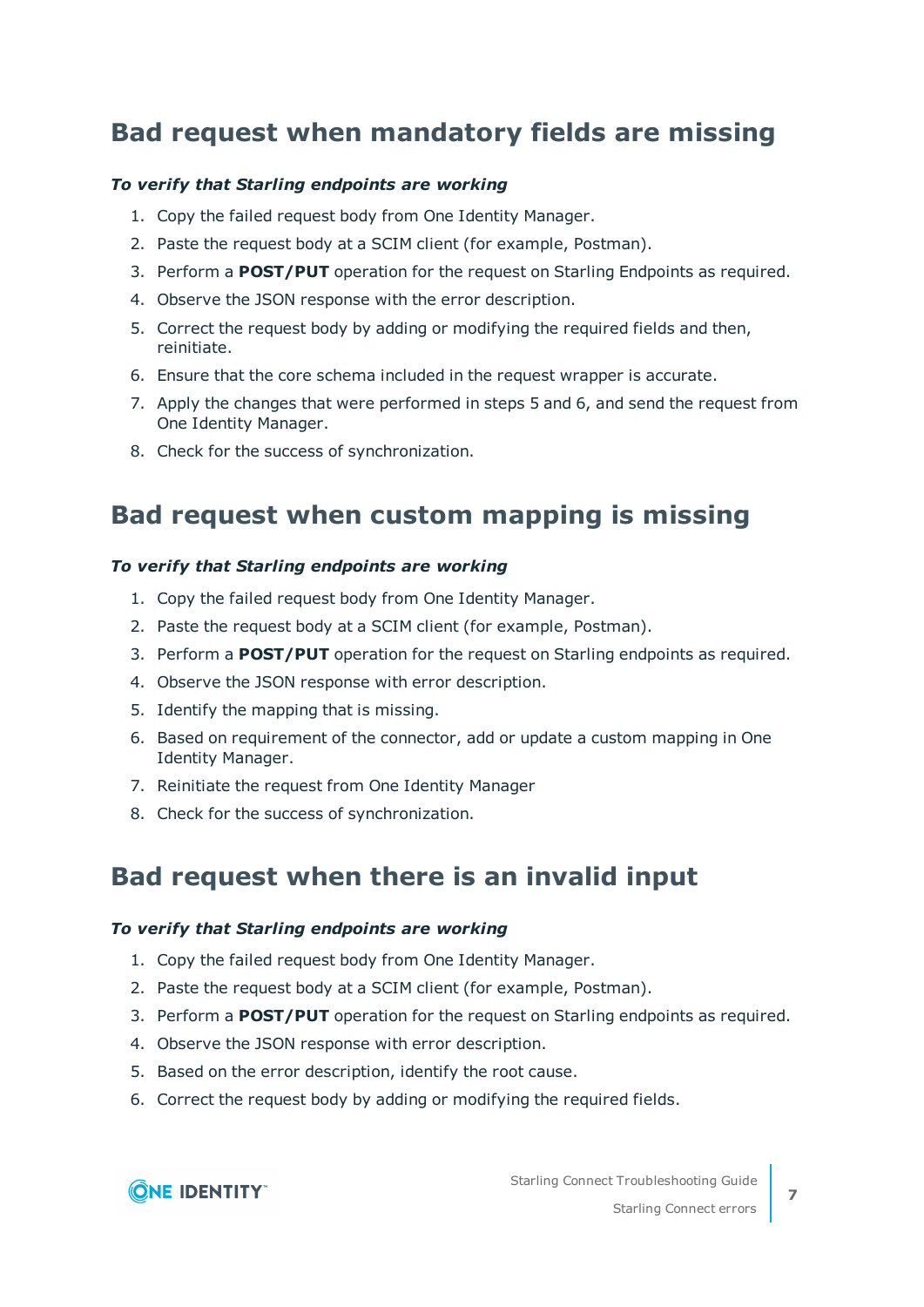# Bad request when mandatory fields are missing

***To verify that Starling endpoints are working***

1. Copy the failed request body from One Identity Manager.
2. Paste the request body at a SCIM client (for example, Postman).
3. Perform a **POST/PUT** operation for the request on Starling Endpoints as required.
4. Observe the JSON response with the error description.
5. Correct the request body by adding or modifying the required fields and then, reinitiate.
6. Ensure that the core schema included in the request wrapper is accurate.
7. Apply the changes that were performed in steps 5 and 6, and send the request from One Identity Manager.
8. Check for the success of synchronization.

# Bad request when custom mapping is missing

***To verify that Starling endpoints are working***

1. Copy the failed request body from One Identity Manager.
2. Paste the request body at a SCIM client (for example, Postman).
3. Perform a **POST/PUT** operation for the request on Starling endpoints as required.
4. Observe the JSON response with error description.
5. Identify the mapping that is missing.
6. Based on requirement of the connector, add or update a custom mapping in One Identity Manager.
7. Reinitiate the request from One Identity Manager
8. Check for the success of synchronization.

# Bad request when there is an invalid input

***To verify that Starling endpoints are working***

1. Copy the failed request body from One Identity Manager.
2. Paste the request body at a SCIM client (for example, Postman).
3. Perform a **POST/PUT** operation for the request on Starling endpoints as required.
4. Observe the JSON response with error description.
5. Based on the error description, identify the root cause.
6. Correct the request body by adding or modifying the required fields.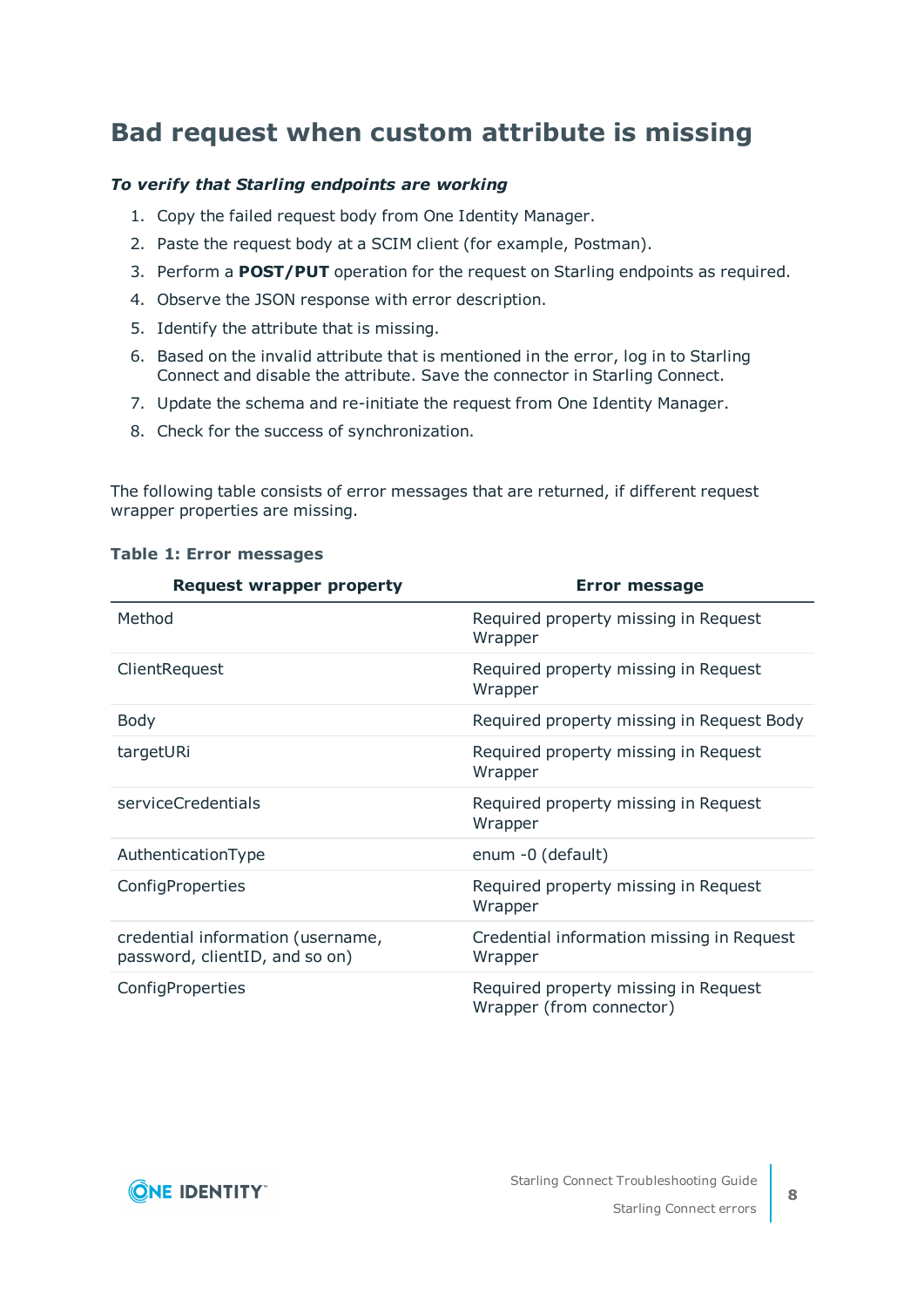## Bad request when custom attribute is missing

***To verify that Starling endpoints are working***

1. Copy the failed request body from One Identity Manager.
2. Paste the request body at a SCIM client (for example, Postman).
3. Perform a **POST/PUT** operation for the request on Starling endpoints as required.
4. Observe the JSON response with error description.
5. Identify the attribute that is missing.
6. Based on the invalid attribute that is mentioned in the error, log in to Starling Connect and disable the attribute. Save the connector in Starling Connect.
7. Update the schema and re-initiate the request from One Identity Manager.
8. Check for the success of synchronization.

The following table consists of error messages that are returned, if different request wrapper properties are missing.

**Table 1: Error messages**

| Request wrapper property | Error message |
|---|---|
| Method | Required property missing in Request Wrapper |
| ClientRequest | Required property missing in Request Wrapper |
| Body | Required property missing in Request Body |
| targetURi | Required property missing in Request Wrapper |
| serviceCredentials | Required property missing in Request Wrapper |
| AuthenticationType | enum -0 (default) |
| ConfigProperties | Required property missing in Request Wrapper |
| credential information (username, password, clientID, and so on) | Credential information missing in Request Wrapper |
| ConfigProperties | Required property missing in Request Wrapper (from connector) |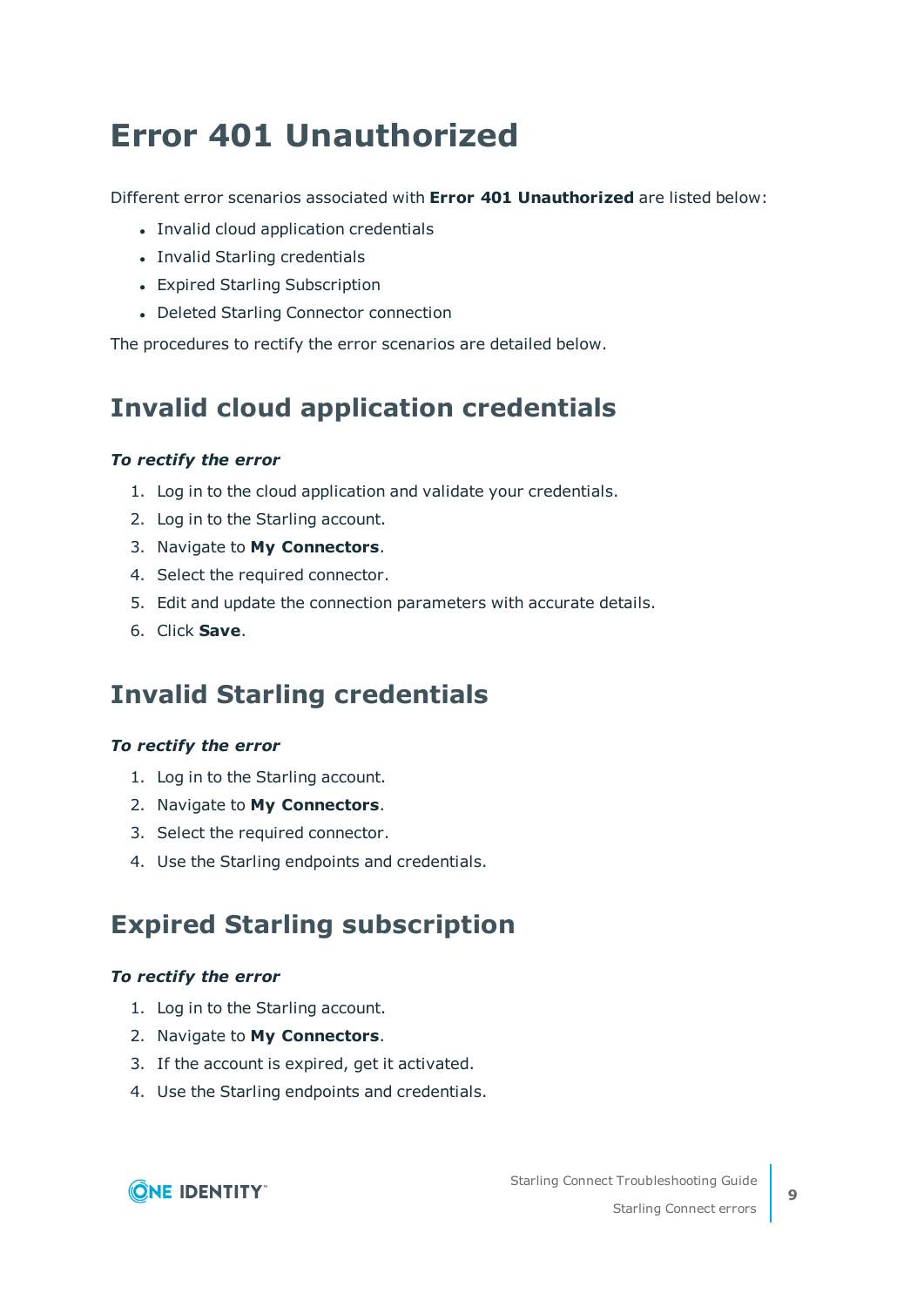# Error 401 Unauthorized

Different error scenarios associated with **Error 401 Unauthorized** are listed below:

- Invalid cloud application credentials
- Invalid Starling credentials
- Expired Starling Subscription
- Deleted Starling Connector connection

The procedures to rectify the error scenarios are detailed below.

## Invalid cloud application credentials

***To rectify the error***

1. Log in to the cloud application and validate your credentials.
2. Log in to the Starling account.
3. Navigate to **My Connectors**.
4. Select the required connector.
5. Edit and update the connection parameters with accurate details.
6. Click **Save**.

## Invalid Starling credentials

***To rectify the error***

1. Log in to the Starling account.
2. Navigate to **My Connectors**.
3. Select the required connector.
4. Use the Starling endpoints and credentials.

## Expired Starling subscription

***To rectify the error***

1. Log in to the Starling account.
2. Navigate to **My Connectors**.
3. If the account is expired, get it activated.
4. Use the Starling endpoints and credentials.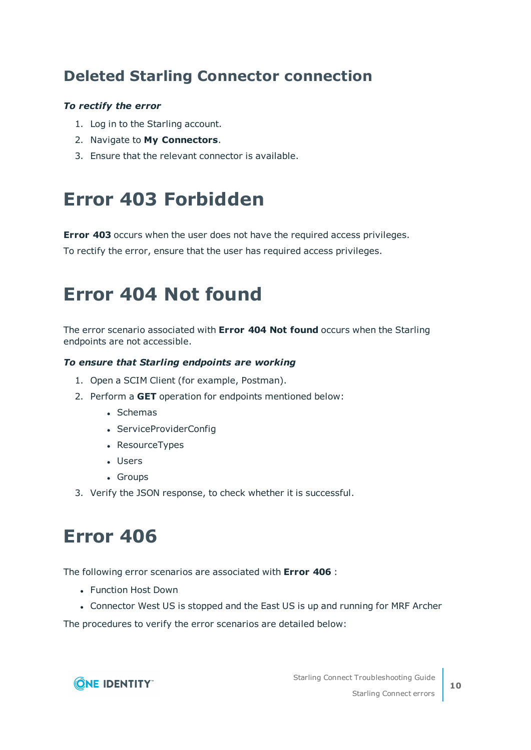## Deleted Starling Connector connection

***To rectify the error***

1. Log in to the Starling account.
2. Navigate to **My Connectors**.
3. Ensure that the relevant connector is available.

# Error 403 Forbidden

**Error 403** occurs when the user does not have the required access privileges.

To rectify the error, ensure that the user has required access privileges.

# Error 404 Not found

The error scenario associated with **Error 404 Not found** occurs when the Starling endpoints are not accessible.

***To ensure that Starling endpoints are working***

1. Open a SCIM Client (for example, Postman).
2. Perform a **GET** operation for endpoints mentioned below:
   - Schemas
   - ServiceProviderConfig
   - ResourceTypes
   - Users
   - Groups
3. Verify the JSON response, to check whether it is successful.

# Error 406

The following error scenarios are associated with **Error 406** :

- Function Host Down
- Connector West US is stopped and the East US is up and running for MRF Archer

The procedures to verify the error scenarios are detailed below: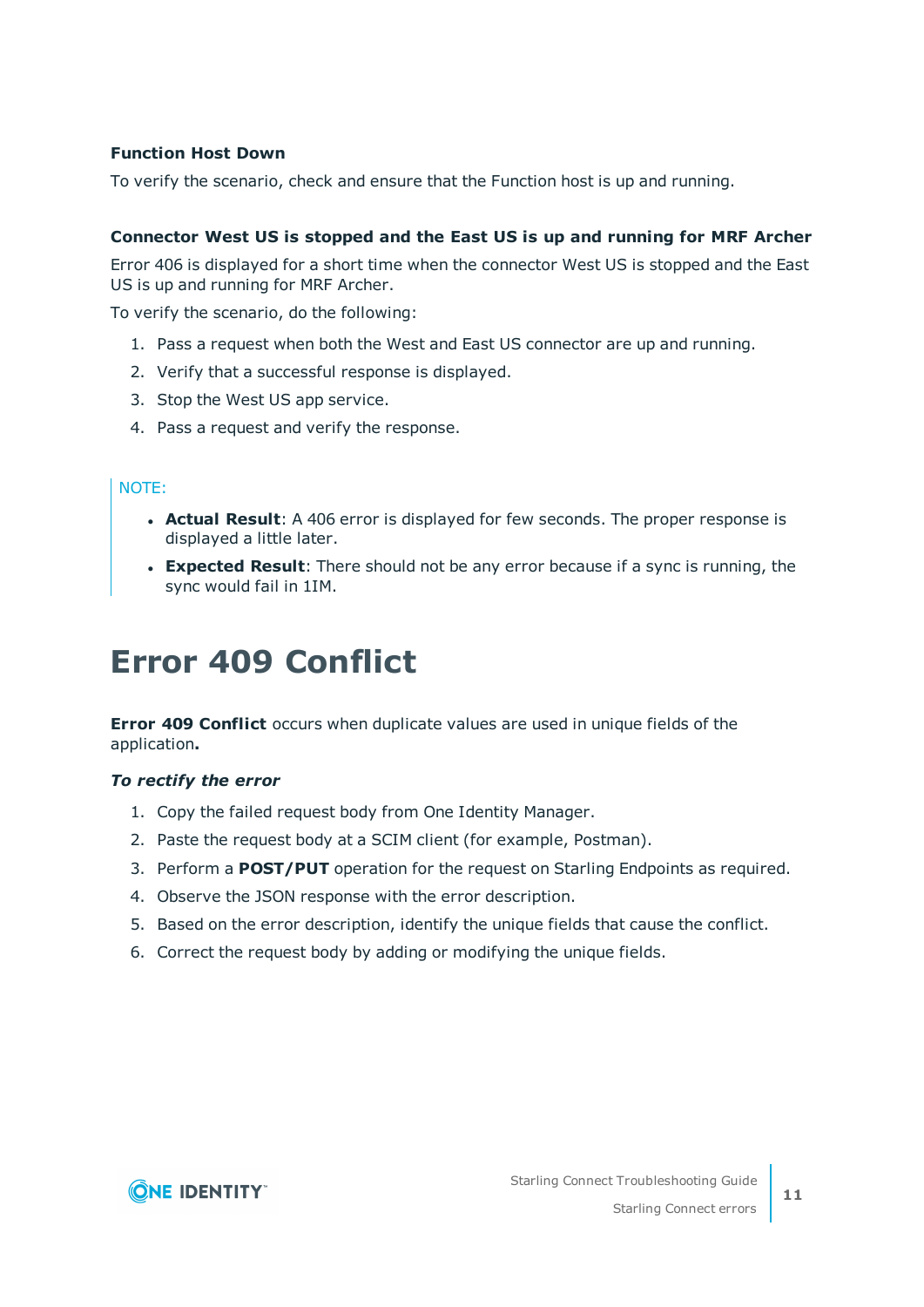**Function Host Down**

To verify the scenario, check and ensure that the Function host is up and running.

**Connector West US is stopped and the East US is up and running for MRF Archer**

Error 406 is displayed for a short time when the connector West US is stopped and the East US is up and running for MRF Archer.

To verify the scenario, do the following:

1. Pass a request when both the West and East US connector are up and running.
2. Verify that a successful response is displayed.
3. Stop the West US app service.
4. Pass a request and verify the response.

> NOTE:
>
> - **Actual Result**: A 406 error is displayed for few seconds. The proper response is displayed a little later.
> - **Expected Result**: There should not be any error because if a sync is running, the sync would fail in 1IM.

# Error 409 Conflict

**Error 409 Conflict** occurs when duplicate values are used in unique fields of the application**.**

***To rectify the error***

1. Copy the failed request body from One Identity Manager.
2. Paste the request body at a SCIM client (for example, Postman).
3. Perform a **POST/PUT** operation for the request on Starling Endpoints as required.
4. Observe the JSON response with the error description.
5. Based on the error description, identify the unique fields that cause the conflict.
6. Correct the request body by adding or modifying the unique fields.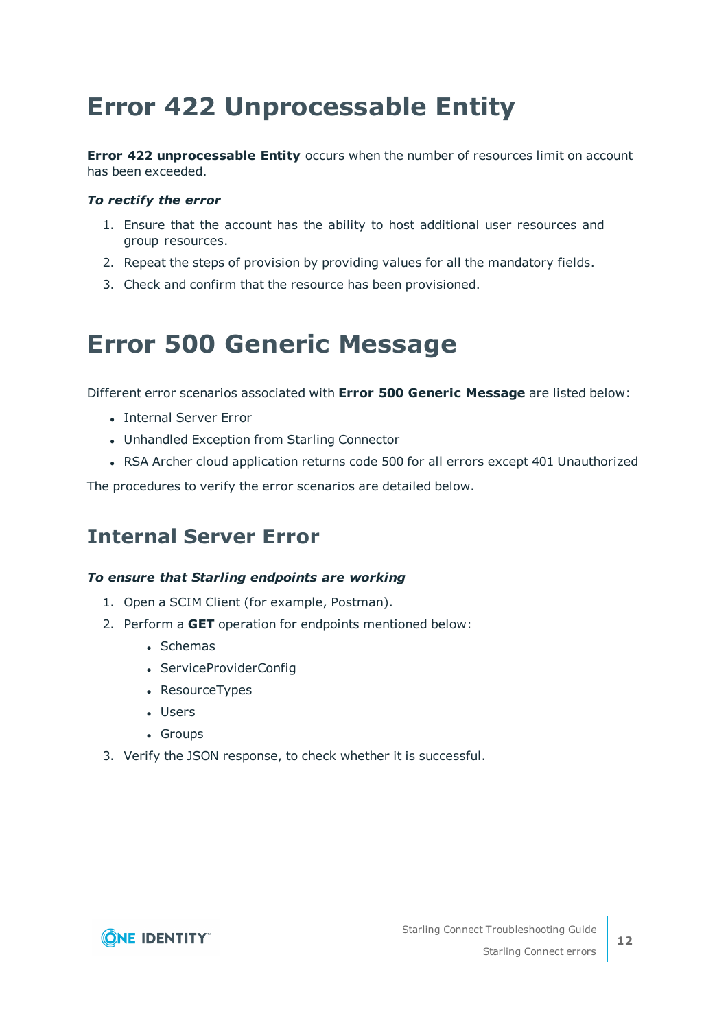# Error 422 Unprocessable Entity

**Error 422 unprocessable Entity** occurs when the number of resources limit on account has been exceeded.

***To rectify the error***

1. Ensure that the account has the ability to host additional user resources and group resources.
2. Repeat the steps of provision by providing values for all the mandatory fields.
3. Check and confirm that the resource has been provisioned.

# Error 500 Generic Message

Different error scenarios associated with **Error 500 Generic Message** are listed below:

- Internal Server Error
- Unhandled Exception from Starling Connector
- RSA Archer cloud application returns code 500 for all errors except 401 Unauthorized

The procedures to verify the error scenarios are detailed below.

## Internal Server Error

***To ensure that Starling endpoints are working***

1. Open a SCIM Client (for example, Postman).
2. Perform a **GET** operation for endpoints mentioned below:
   - Schemas
   - ServiceProviderConfig
   - ResourceTypes
   - Users
   - Groups
3. Verify the JSON response, to check whether it is successful.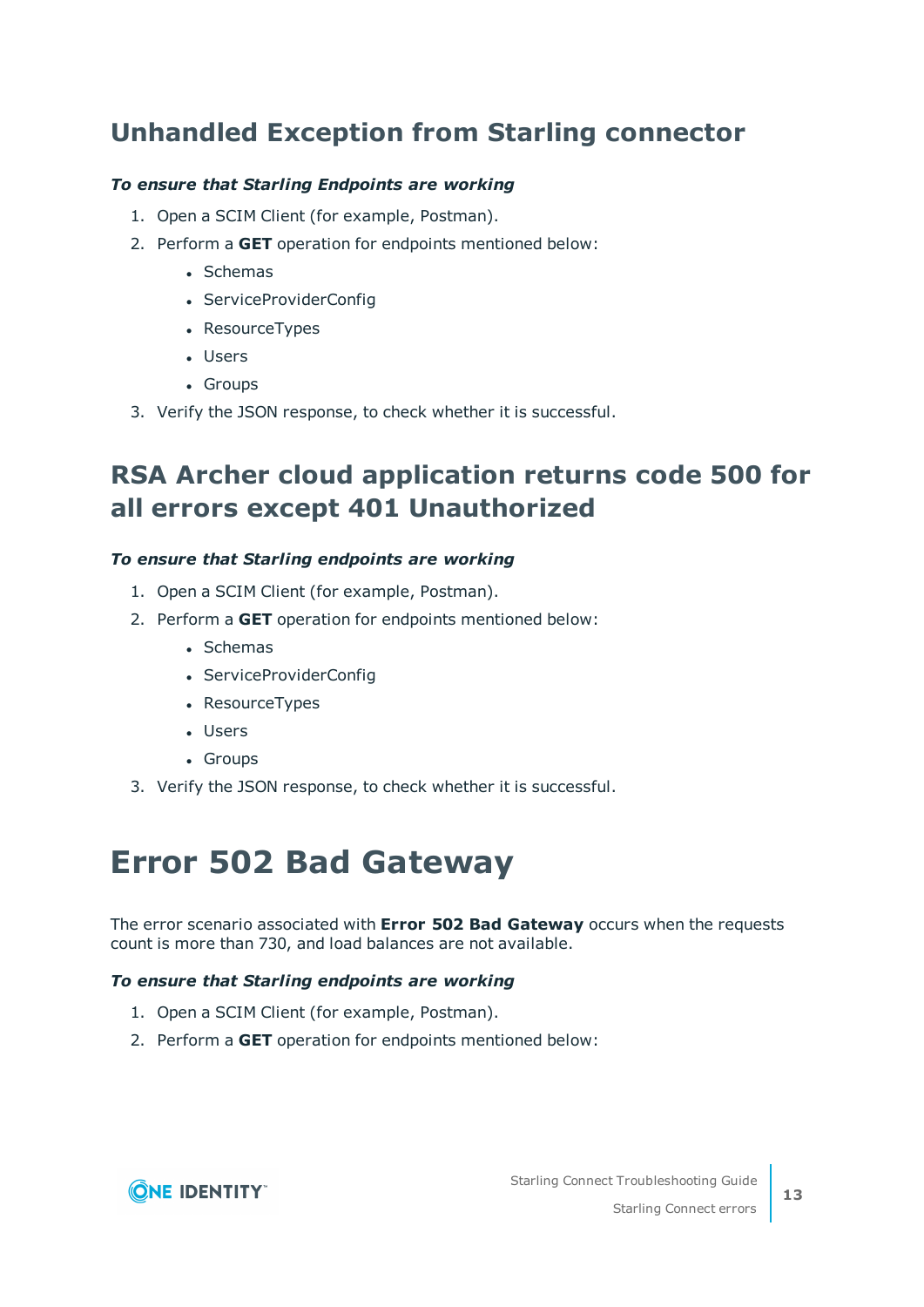## Unhandled Exception from Starling connector

***To ensure that Starling Endpoints are working***

1. Open a SCIM Client (for example, Postman).
2. Perform a **GET** operation for endpoints mentioned below:
   - Schemas
   - ServiceProviderConfig
   - ResourceTypes
   - Users
   - Groups
3. Verify the JSON response, to check whether it is successful.

## RSA Archer cloud application returns code 500 for all errors except 401 Unauthorized

***To ensure that Starling endpoints are working***

1. Open a SCIM Client (for example, Postman).
2. Perform a **GET** operation for endpoints mentioned below:
   - Schemas
   - ServiceProviderConfig
   - ResourceTypes
   - Users
   - Groups
3. Verify the JSON response, to check whether it is successful.

# Error 502 Bad Gateway

The error scenario associated with **Error 502 Bad Gateway** occurs when the requests count is more than 730, and load balances are not available.

***To ensure that Starling endpoints are working***

1. Open a SCIM Client (for example, Postman).
2. Perform a **GET** operation for endpoints mentioned below: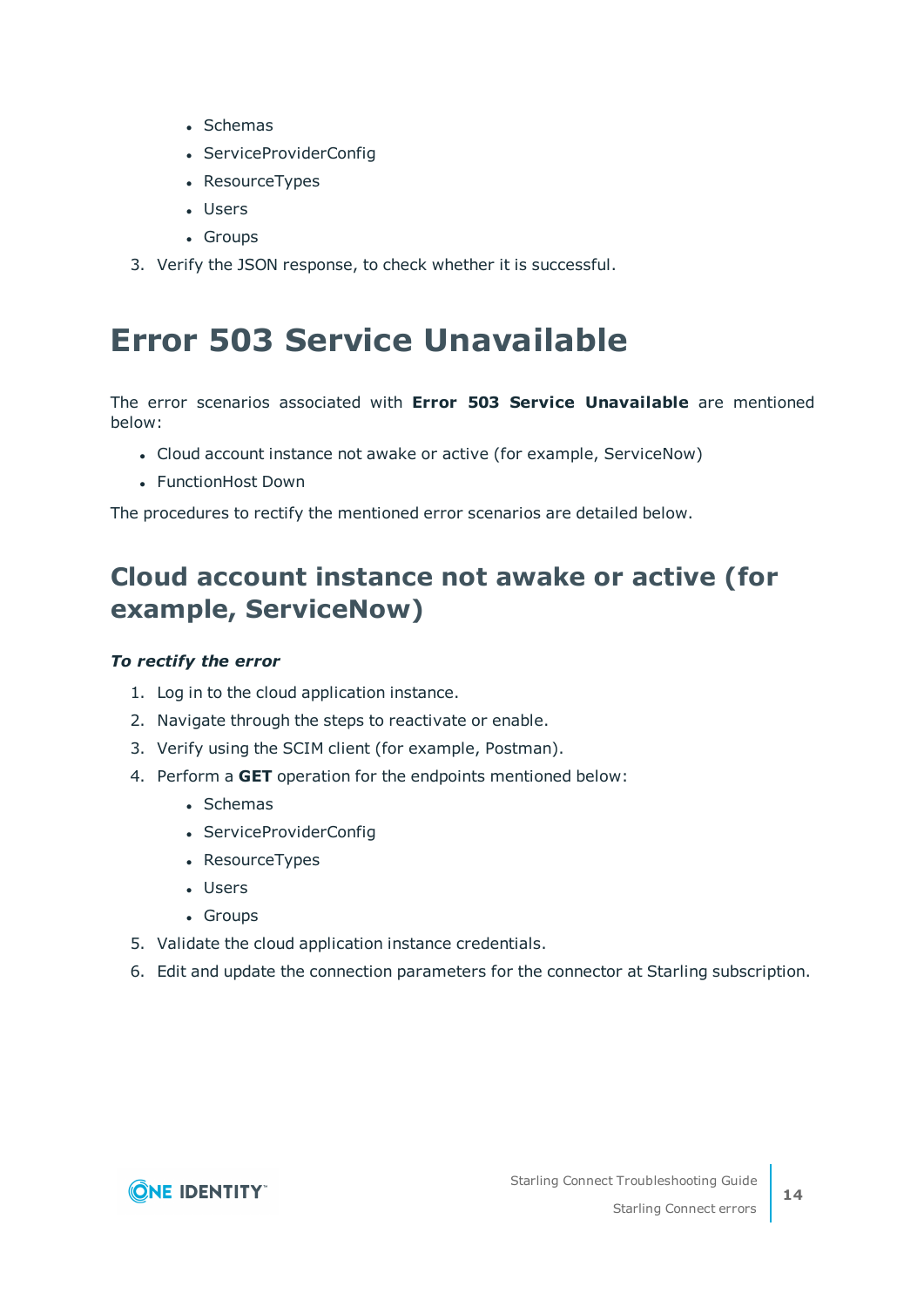- Schemas
- ServiceProviderConfig
- ResourceTypes
- Users
- Groups

3. Verify the JSON response, to check whether it is successful.

# Error 503 Service Unavailable

The error scenarios associated with **Error 503 Service Unavailable** are mentioned below:

- Cloud account instance not awake or active (for example, ServiceNow)
- FunctionHost Down

The procedures to rectify the mentioned error scenarios are detailed below.

## Cloud account instance not awake or active (for example, ServiceNow)

***To rectify the error***

1. Log in to the cloud application instance.
2. Navigate through the steps to reactivate or enable.
3. Verify using the SCIM client (for example, Postman).
4. Perform a **GET** operation for the endpoints mentioned below:
   - Schemas
   - ServiceProviderConfig
   - ResourceTypes
   - Users
   - Groups
5. Validate the cloud application instance credentials.
6. Edit and update the connection parameters for the connector at Starling subscription.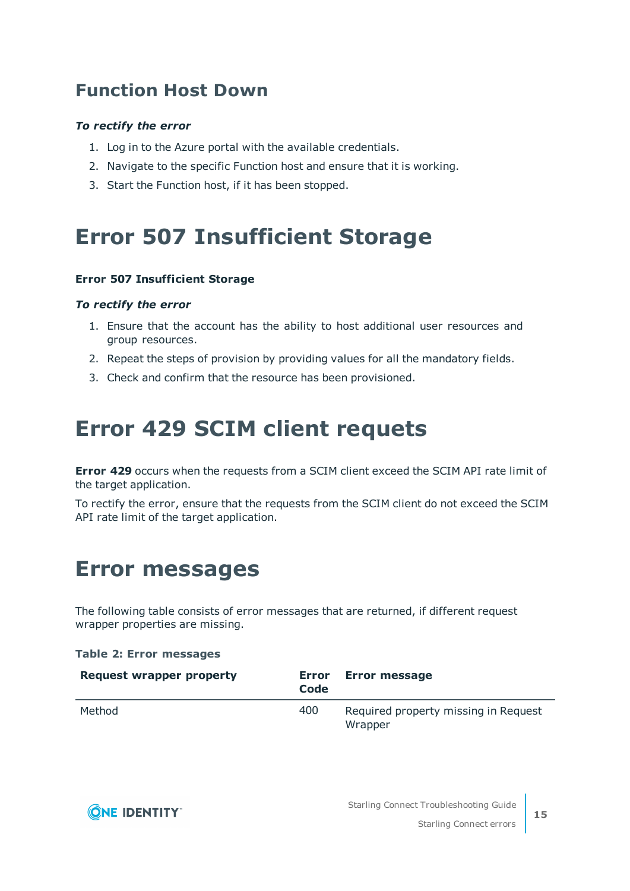## Function Host Down

***To rectify the error***

1. Log in to the Azure portal with the available credentials.
2. Navigate to the specific Function host and ensure that it is working.
3. Start the Function host, if it has been stopped.

# Error 507 Insufficient Storage

**Error 507 Insufficient Storage**

***To rectify the error***

1. Ensure that the account has the ability to host additional user resources and group resources.
2. Repeat the steps of provision by providing values for all the mandatory fields.
3. Check and confirm that the resource has been provisioned.

# Error 429 SCIM client requets

**Error 429** occurs when the requests from a SCIM client exceed the SCIM API rate limit of the target application.

To rectify the error, ensure that the requests from the SCIM client do not exceed the SCIM API rate limit of the target application.

# Error messages

The following table consists of error messages that are returned, if different request wrapper properties are missing.

**Table 2: Error messages**

| Request wrapper property | Error Code | Error message |
|---|---|---|
| Method | 400 | Required property missing in Request Wrapper |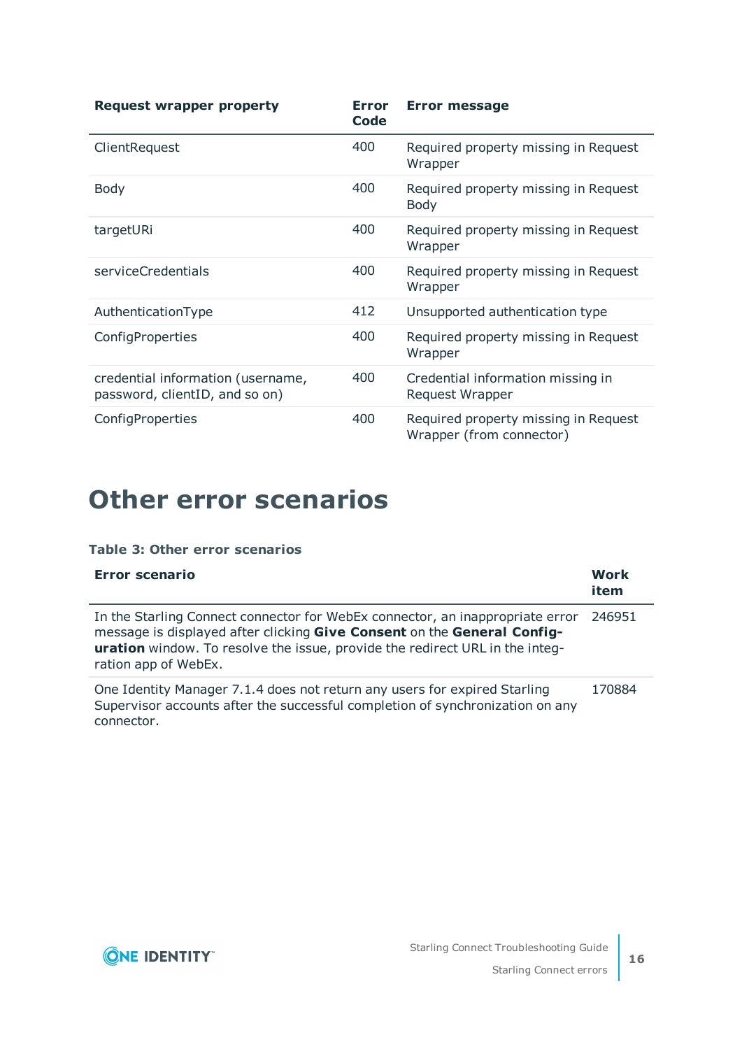| Request wrapper property | Error Code | Error message |
|---|---|---|
| ClientRequest | 400 | Required property missing in Request Wrapper |
| Body | 400 | Required property missing in Request Body |
| targetURi | 400 | Required property missing in Request Wrapper |
| serviceCredentials | 400 | Required property missing in Request Wrapper |
| AuthenticationType | 412 | Unsupported authentication type |
| ConfigProperties | 400 | Required property missing in Request Wrapper |
| credential information (username, password, clientID, and so on) | 400 | Credential information missing in Request Wrapper |
| ConfigProperties | 400 | Required property missing in Request Wrapper (from connector) |

# Other error scenarios

**Table 3: Other error scenarios**

| Error scenario | Work item |
|---|---|
| In the Starling Connect connector for WebEx connector, an inappropriate error message is displayed after clicking **Give Consent** on the **General Configuration** window. To resolve the issue, provide the redirect URL in the integration app of WebEx. | 246951 |
| One Identity Manager 7.1.4 does not return any users for expired Starling Supervisor accounts after the successful completion of synchronization on any connector. | 170884 |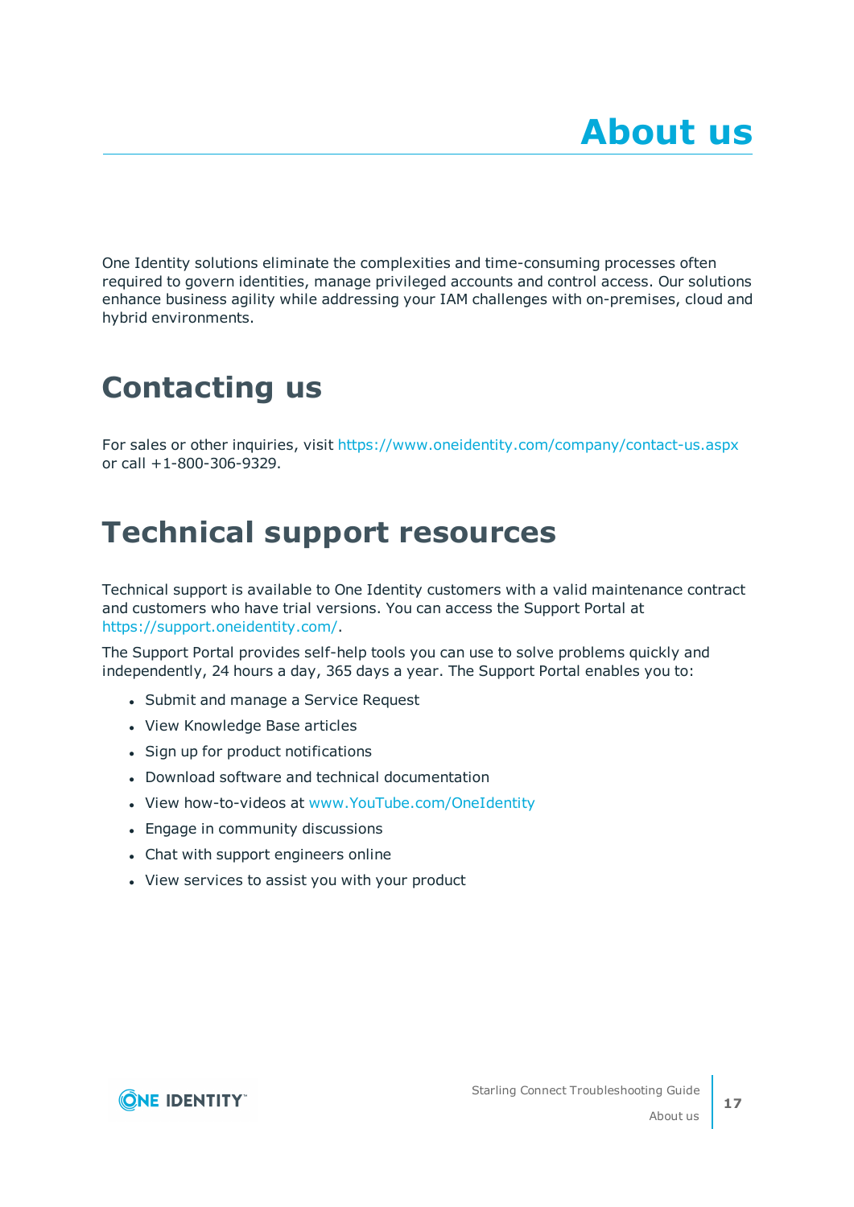# About us

One Identity solutions eliminate the complexities and time-consuming processes often required to govern identities, manage privileged accounts and control access. Our solutions enhance business agility while addressing your IAM challenges with on-premises, cloud and hybrid environments.

## Contacting us

For sales or other inquiries, visit https://www.oneidentity.com/company/contact-us.aspx or call +1-800-306-9329.

## Technical support resources

Technical support is available to One Identity customers with a valid maintenance contract and customers who have trial versions. You can access the Support Portal at https://support.oneidentity.com/.

The Support Portal provides self-help tools you can use to solve problems quickly and independently, 24 hours a day, 365 days a year. The Support Portal enables you to:

- Submit and manage a Service Request
- View Knowledge Base articles
- Sign up for product notifications
- Download software and technical documentation
- View how-to-videos at www.YouTube.com/OneIdentity
- Engage in community discussions
- Chat with support engineers online
- View services to assist you with your product